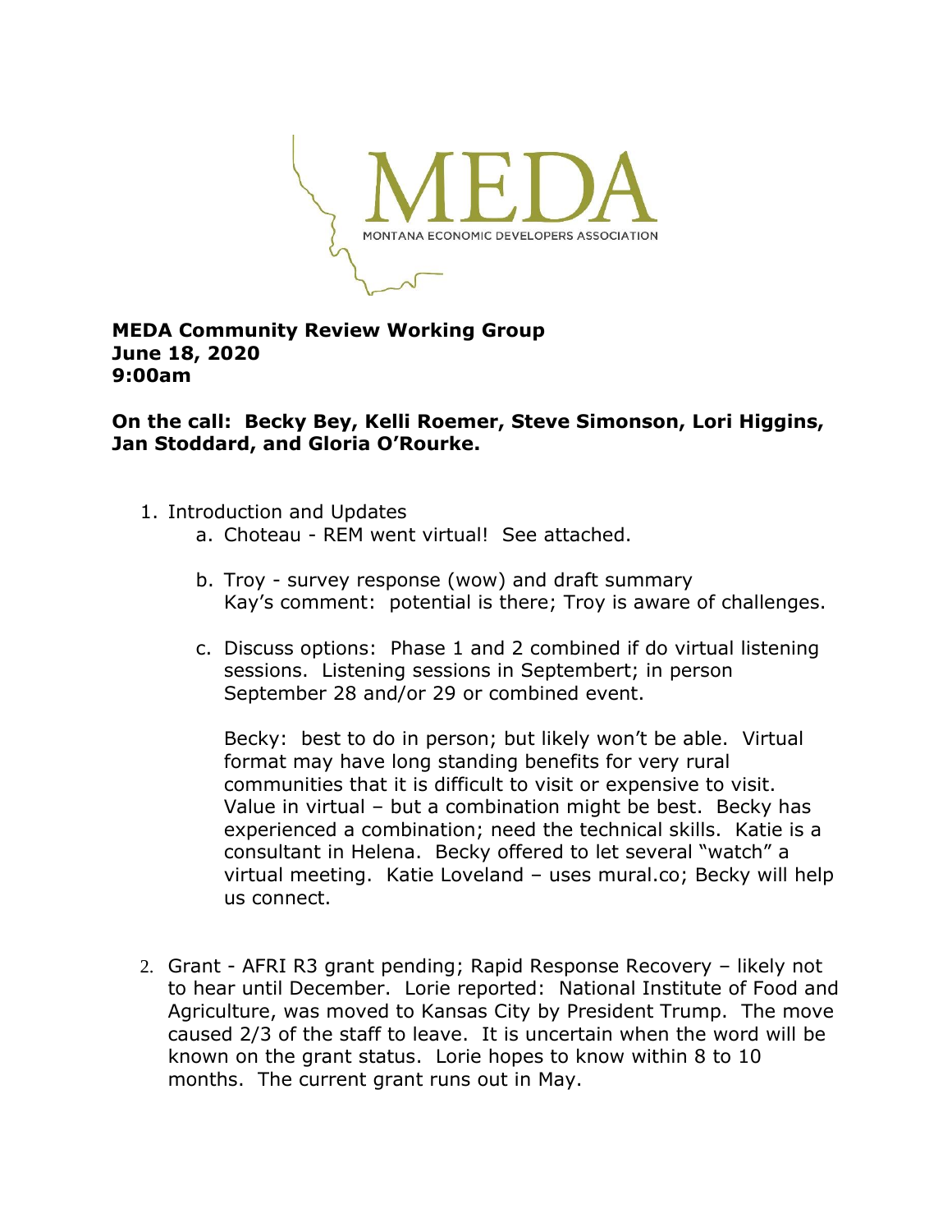MEDA

MONTANA ECONOMIC DEVELOPERS ASSOCIATION

**MEDA Community Review Working Group**
**June 18, 2020**
**9:00am**

**On the call: Becky Bey, Kelli Roemer, Steve Simonson, Lori Higgins, Jan Stoddard, and Gloria O'Rourke.**

1. Introduction and Updates
   a. Choteau - REM went virtual! See attached.

   b. Troy - survey response (wow) and draft summary
      Kay's comment: potential is there; Troy is aware of challenges.

   c. Discuss options: Phase 1 and 2 combined if do virtual listening sessions. Listening sessions in Septembert; in person September 28 and/or 29 or combined event.

      Becky: best to do in person; but likely won't be able. Virtual format may have long standing benefits for very rural communities that it is difficult to visit or expensive to visit. Value in virtual – but a combination might be best. Becky has experienced a combination; need the technical skills. Katie is a consultant in Helena. Becky offered to let several "watch" a virtual meeting. Katie Loveland – uses mural.co; Becky will help us connect.

2. Grant - AFRI R3 grant pending; Rapid Response Recovery – likely not to hear until December. Lorie reported: National Institute of Food and Agriculture, was moved to Kansas City by President Trump. The move caused 2/3 of the staff to leave. It is uncertain when the word will be known on the grant status. Lorie hopes to know within 8 to 10 months. The current grant runs out in May.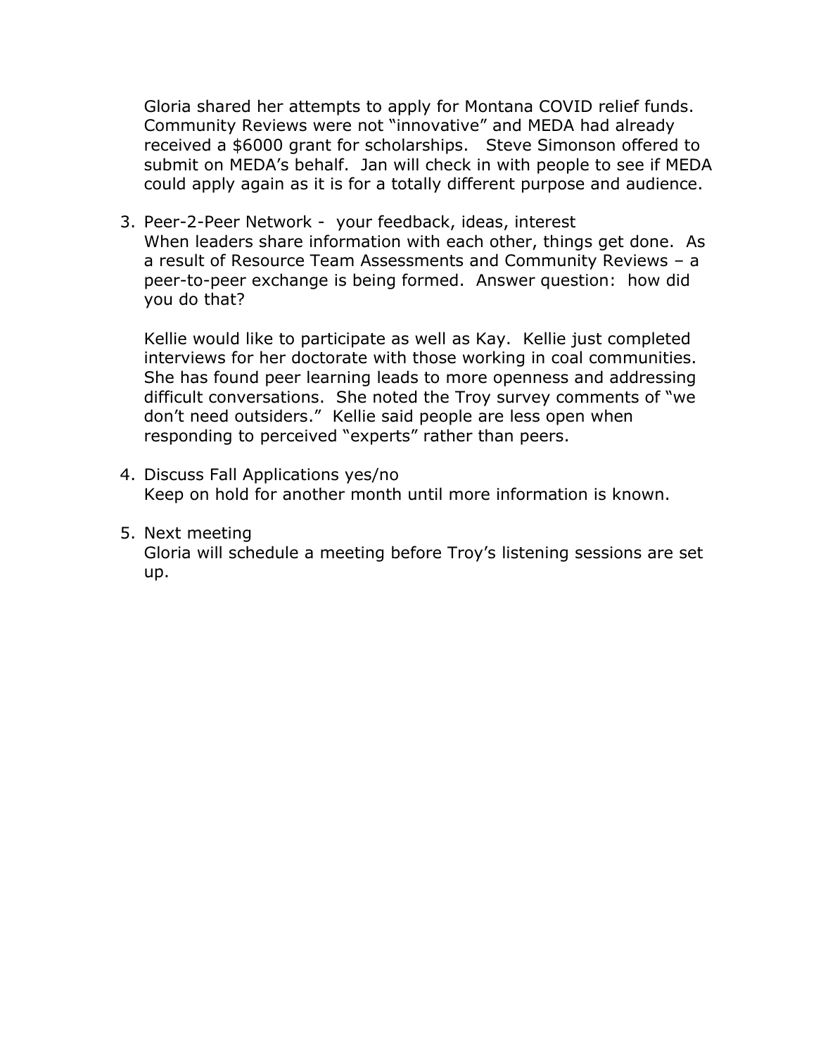Gloria shared her attempts to apply for Montana COVID relief funds. Community Reviews were not "innovative" and MEDA had already received a $6000 grant for scholarships. Steve Simonson offered to submit on MEDA's behalf. Jan will check in with people to see if MEDA could apply again as it is for a totally different purpose and audience.

3. Peer-2-Peer Network - your feedback, ideas, interest
   When leaders share information with each other, things get done. As a result of Resource Team Assessments and Community Reviews – a peer-to-peer exchange is being formed. Answer question: how did you do that?

   Kellie would like to participate as well as Kay. Kellie just completed interviews for her doctorate with those working in coal communities. She has found peer learning leads to more openness and addressing difficult conversations. She noted the Troy survey comments of "we don't need outsiders." Kellie said people are less open when responding to perceived "experts" rather than peers.

4. Discuss Fall Applications yes/no
   Keep on hold for another month until more information is known.

5. Next meeting
   Gloria will schedule a meeting before Troy's listening sessions are set up.